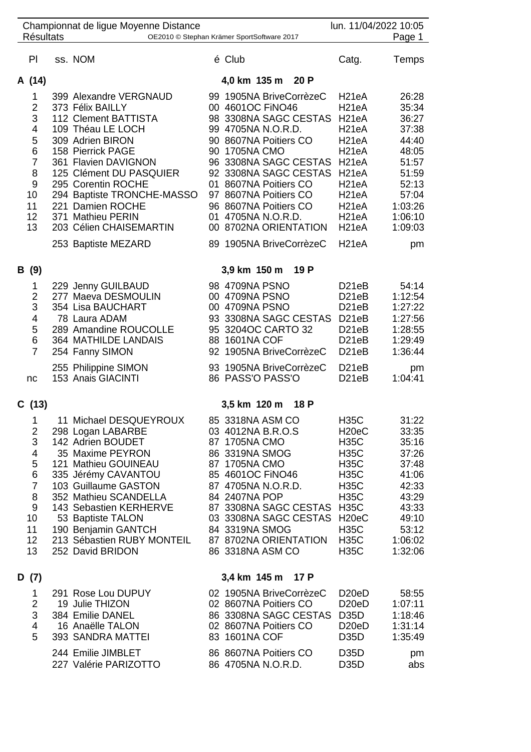Championnat de ligue Moyenne Distance — lun. 11/04/2022 10:05

Résultats — OE2010 © Stephan Krämer SportSoftware 2017

## A (14) — 4,0 km 135 m 20 P

| Pl | ss. | NOM | é | Club | Catg. | Temps |
|---|---|---|---|---|---|---|
| 1 | 399 | Alexandre VERGNAUD | 99 | 1905NA BriveCorrèzeC | H21eA | 26:28 |
| 2 | 373 | Félix BAILLY | 00 | 4601OC FiNO46 | H21eA | 35:34 |
| 3 | 112 | Clement BATTISTA | 98 | 3308NA SAGC CESTAS | H21eA | 36:27 |
| 4 | 109 | Théau LE LOCH | 99 | 4705NA N.O.R.D. | H21eA | 37:38 |
| 5 | 309 | Adrien BIRON | 90 | 8607NA Poitiers CO | H21eA | 44:40 |
| 6 | 158 | Pierrick PAGE | 90 | 1705NA CMO | H21eA | 48:05 |
| 7 | 361 | Flavien DAVIGNON | 96 | 3308NA SAGC CESTAS | H21eA | 51:57 |
| 8 | 125 | Clément DU PASQUIER | 92 | 3308NA SAGC CESTAS | H21eA | 51:59 |
| 9 | 295 | Corentin ROCHE | 01 | 8607NA Poitiers CO | H21eA | 52:13 |
| 10 | 294 | Baptiste TRONCHE-MASSO | 97 | 8607NA Poitiers CO | H21eA | 57:04 |
| 11 | 221 | Damien ROCHE | 96 | 8607NA Poitiers CO | H21eA | 1:03:26 |
| 12 | 371 | Mathieu PERIN | 01 | 4705NA N.O.R.D. | H21eA | 1:06:10 |
| 13 | 203 | Célien CHAISEMARTIN | 00 | 8702NA ORIENTATION | H21eA | 1:09:03 |
| | 253 | Baptiste MEZARD | 89 | 1905NA BriveCorrèzeC | H21eA | pm |

## B (9) — 3,9 km 150 m 19 P

| Pl | ss. | NOM | é | Club | Catg. | Temps |
|---|---|---|---|---|---|---|
| 1 | 229 | Jenny GUILBAUD | 98 | 4709NA PSNO | D21eB | 54:14 |
| 2 | 277 | Maeva DESMOULIN | 00 | 4709NA PSNO | D21eB | 1:12:54 |
| 3 | 354 | Lisa BAUCHART | 00 | 4709NA PSNO | D21eB | 1:27:22 |
| 4 | 78 | Laura ADAM | 93 | 3308NA SAGC CESTAS | D21eB | 1:27:56 |
| 5 | 289 | Amandine ROUCOLLE | 95 | 3204OC CARTO 32 | D21eB | 1:28:55 |
| 6 | 364 | MATHILDE LANDAIS | 88 | 1601NA COF | D21eB | 1:29:49 |
| 7 | 254 | Fanny SIMON | 92 | 1905NA BriveCorrèzeC | D21eB | 1:36:44 |
| | 255 | Philippine SIMON | 93 | 1905NA BriveCorrèzeC | D21eB | pm |
| nc | 153 | Anais GIACINTI | 86 | PASS'O PASS'O | D21eB | 1:04:41 |

## C (13) — 3,5 km 120 m 18 P

| Pl | ss. | NOM | é | Club | Catg. | Temps |
|---|---|---|---|---|---|---|
| 1 | 11 | Michael DESQUEYROUX | 85 | 3318NA ASM CO | H35C | 31:22 |
| 2 | 298 | Logan LABARBE | 03 | 4012NA B.R.O.S | H20eC | 33:35 |
| 3 | 142 | Adrien BOUDET | 87 | 1705NA CMO | H35C | 35:16 |
| 4 | 35 | Maxime PEYRON | 86 | 3319NA SMOG | H35C | 37:26 |
| 5 | 121 | Mathieu GOUINEAU | 87 | 1705NA CMO | H35C | 37:48 |
| 6 | 335 | Jérémy CAVANTOU | 85 | 4601OC FiNO46 | H35C | 41:06 |
| 7 | 103 | Guillaume GASTON | 87 | 4705NA N.O.R.D. | H35C | 42:33 |
| 8 | 352 | Mathieu SCANDELLA | 84 | 2407NA POP | H35C | 43:29 |
| 9 | 143 | Sebastien KERHERVE | 87 | 3308NA SAGC CESTAS | H35C | 43:33 |
| 10 | 53 | Baptiste TALON | 03 | 3308NA SAGC CESTAS | H20eC | 49:10 |
| 11 | 190 | Benjamin GANTCH | 84 | 3319NA SMOG | H35C | 53:12 |
| 12 | 213 | Sébastien RUBY MONTEIL | 87 | 8702NA ORIENTATION | H35C | 1:06:02 |
| 13 | 252 | David BRIDON | 86 | 3318NA ASM CO | H35C | 1:32:06 |

## D (7) — 3,4 km 145 m 17 P

| Pl | ss. | NOM | é | Club | Catg. | Temps |
|---|---|---|---|---|---|---|
| 1 | 291 | Rose Lou DUPUY | 02 | 1905NA BriveCorrèzeC | D20eD | 58:55 |
| 2 | 19 | Julie THIZON | 02 | 8607NA Poitiers CO | D20eD | 1:07:11 |
| 3 | 384 | Emilie DANEL | 86 | 3308NA SAGC CESTAS | D35D | 1:18:46 |
| 4 | 16 | Anaëlle TALON | 02 | 8607NA Poitiers CO | D20eD | 1:31:14 |
| 5 | 393 | SANDRA MATTEI | 83 | 1601NA COF | D35D | 1:35:49 |
| | 244 | Emilie JIMBLET | 86 | 8607NA Poitiers CO | D35D | pm |
| | 227 | Valérie PARIZOTTO | 86 | 4705NA N.O.R.D. | D35D | abs |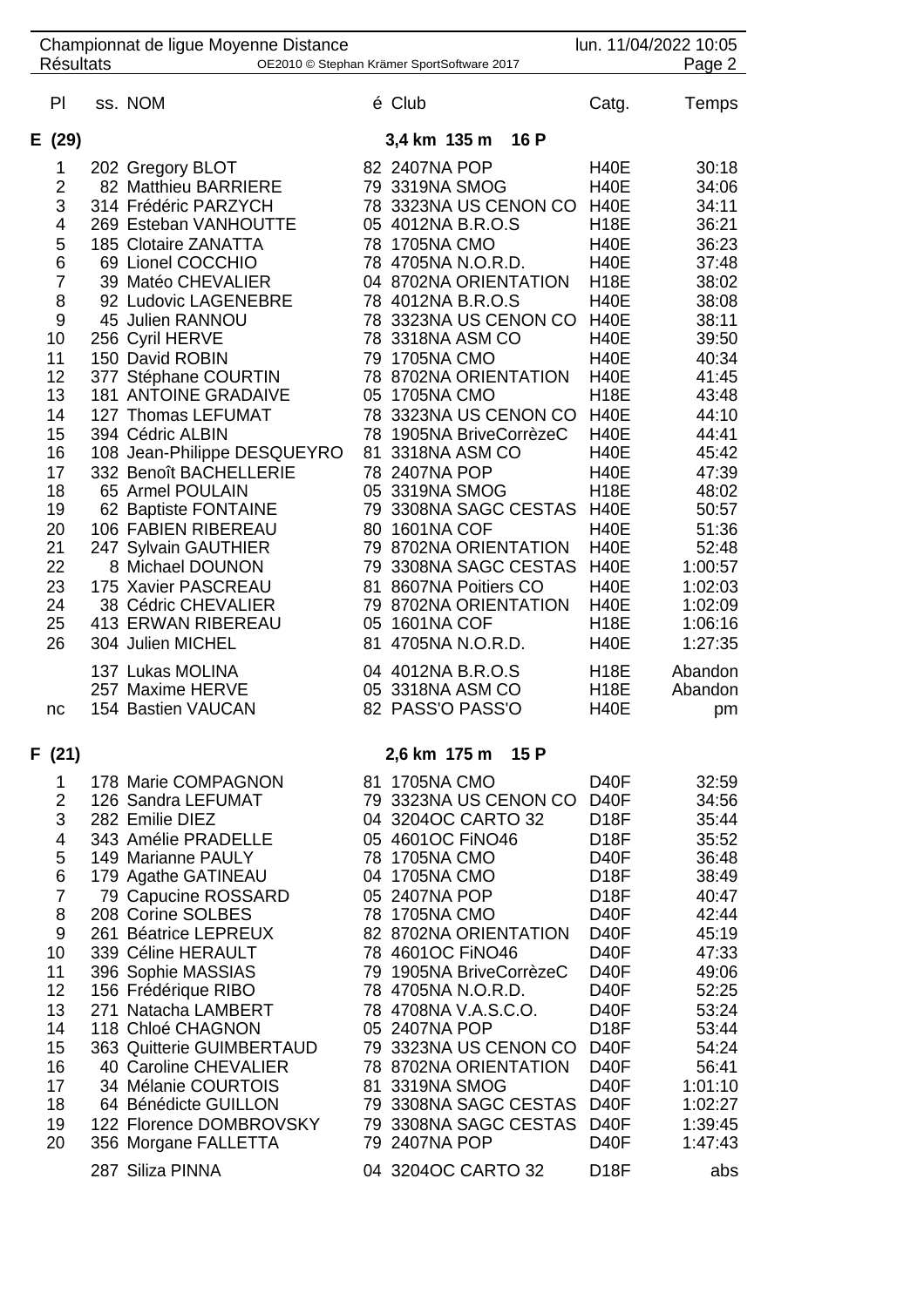Championnat de ligue Moyenne Distance
Résultats

| Pl | ss. | NOM | é | Club | Catg. | Temps |
|---|---|---|---|---|---|---|
| **E (29)** | | | | **3,4 km 135 m 16 P** | | |
| 1 | 202 | Gregory BLOT | 82 | 2407NA POP | H40E | 30:18 |
| 2 | 82 | Matthieu BARRIERE | 79 | 3319NA SMOG | H40E | 34:06 |
| 3 | 314 | Frédéric PARZYCH | 78 | 3323NA US CENON CO | H40E | 34:11 |
| 4 | 269 | Esteban VANHOUTTE | 05 | 4012NA B.R.O.S | H18E | 36:21 |
| 5 | 185 | Clotaire ZANATTA | 78 | 1705NA CMO | H40E | 36:23 |
| 6 | 69 | Lionel COCCHIO | 78 | 4705NA N.O.R.D. | H40E | 37:48 |
| 7 | 39 | Matéo CHEVALIER | 04 | 8702NA ORIENTATION | H18E | 38:02 |
| 8 | 92 | Ludovic LAGENEBRE | 78 | 4012NA B.R.O.S | H40E | 38:08 |
| 9 | 45 | Julien RANNOU | 78 | 3323NA US CENON CO | H40E | 38:11 |
| 10 | 256 | Cyril HERVE | 78 | 3318NA ASM CO | H40E | 39:50 |
| 11 | 150 | David ROBIN | 79 | 1705NA CMO | H40E | 40:34 |
| 12 | 377 | Stéphane COURTIN | 78 | 8702NA ORIENTATION | H40E | 41:45 |
| 13 | 181 | ANTOINE GRADAIVE | 05 | 1705NA CMO | H18E | 43:48 |
| 14 | 127 | Thomas LEFUMAT | 78 | 3323NA US CENON CO | H40E | 44:10 |
| 15 | 394 | Cédric ALBIN | 78 | 1905NA BriveCorrèzeC | H40E | 44:41 |
| 16 | 108 | Jean-Philippe DESQUEYRO | 81 | 3318NA ASM CO | H40E | 45:42 |
| 17 | 332 | Benoît BACHELLERIE | 78 | 2407NA POP | H40E | 47:39 |
| 18 | 65 | Armel POULAIN | 05 | 3319NA SMOG | H18E | 48:02 |
| 19 | 62 | Baptiste FONTAINE | 79 | 3308NA SAGC CESTAS | H40E | 50:57 |
| 20 | 106 | FABIEN RIBEREAU | 80 | 1601NA COF | H40E | 51:36 |
| 21 | 247 | Sylvain GAUTHIER | 79 | 8702NA ORIENTATION | H40E | 52:48 |
| 22 | 8 | Michael DOUNON | 79 | 3308NA SAGC CESTAS | H40E | 1:00:57 |
| 23 | 175 | Xavier PASCREAU | 81 | 8607NA Poitiers CO | H40E | 1:02:03 |
| 24 | 38 | Cédric CHEVALIER | 79 | 8702NA ORIENTATION | H40E | 1:02:09 |
| 25 | 413 | ERWAN RIBEREAU | 05 | 1601NA COF | H18E | 1:06:16 |
| 26 | 304 | Julien MICHEL | 81 | 4705NA N.O.R.D. | H40E | 1:27:35 |
| | 137 | Lukas MOLINA | 04 | 4012NA B.R.O.S | H18E | Abandon |
| | 257 | Maxime HERVE | 05 | 3318NA ASM CO | H18E | Abandon |
| nc | 154 | Bastien VAUCAN | 82 | PASS'O PASS'O | H40E | pm |
| **F (21)** | | | | **2,6 km 175 m 15 P** | | |
| 1 | 178 | Marie COMPAGNON | 81 | 1705NA CMO | D40F | 32:59 |
| 2 | 126 | Sandra LEFUMAT | 79 | 3323NA US CENON CO | D40F | 34:56 |
| 3 | 282 | Emilie DIEZ | 04 | 3204OC CARTO 32 | D18F | 35:44 |
| 4 | 343 | Amélie PRADELLE | 05 | 4601OC FiNO46 | D18F | 35:52 |
| 5 | 149 | Marianne PAULY | 78 | 1705NA CMO | D40F | 36:48 |
| 6 | 179 | Agathe GATINEAU | 04 | 1705NA CMO | D18F | 38:49 |
| 7 | 79 | Capucine ROSSARD | 05 | 2407NA POP | D18F | 40:47 |
| 8 | 208 | Corine SOLBES | 78 | 1705NA CMO | D40F | 42:44 |
| 9 | 261 | Béatrice LEPREUX | 82 | 8702NA ORIENTATION | D40F | 45:19 |
| 10 | 339 | Céline HERAULT | 78 | 4601OC FiNO46 | D40F | 47:33 |
| 11 | 396 | Sophie MASSIAS | 79 | 1905NA BriveCorrèzeC | D40F | 49:06 |
| 12 | 156 | Frédérique RIBO | 78 | 4705NA N.O.R.D. | D40F | 52:25 |
| 13 | 271 | Natacha LAMBERT | 78 | 4708NA V.A.S.C.O. | D40F | 53:24 |
| 14 | 118 | Chloé CHAGNON | 05 | 2407NA POP | D18F | 53:44 |
| 15 | 363 | Quitterie GUIMBERTAUD | 79 | 3323NA US CENON CO | D40F | 54:24 |
| 16 | 40 | Caroline CHEVALIER | 78 | 8702NA ORIENTATION | D40F | 56:41 |
| 17 | 34 | Mélanie COURTOIS | 81 | 3319NA SMOG | D40F | 1:01:10 |
| 18 | 64 | Bénédicte GUILLON | 79 | 3308NA SAGC CESTAS | D40F | 1:02:27 |
| 19 | 122 | Florence DOMBROVSKY | 79 | 3308NA SAGC CESTAS | D40F | 1:39:45 |
| 20 | 356 | Morgane FALLETTA | 79 | 2407NA POP | D40F | 1:47:43 |
| | 287 | Siliza PINNA | 04 | 3204OC CARTO 32 | D18F | abs |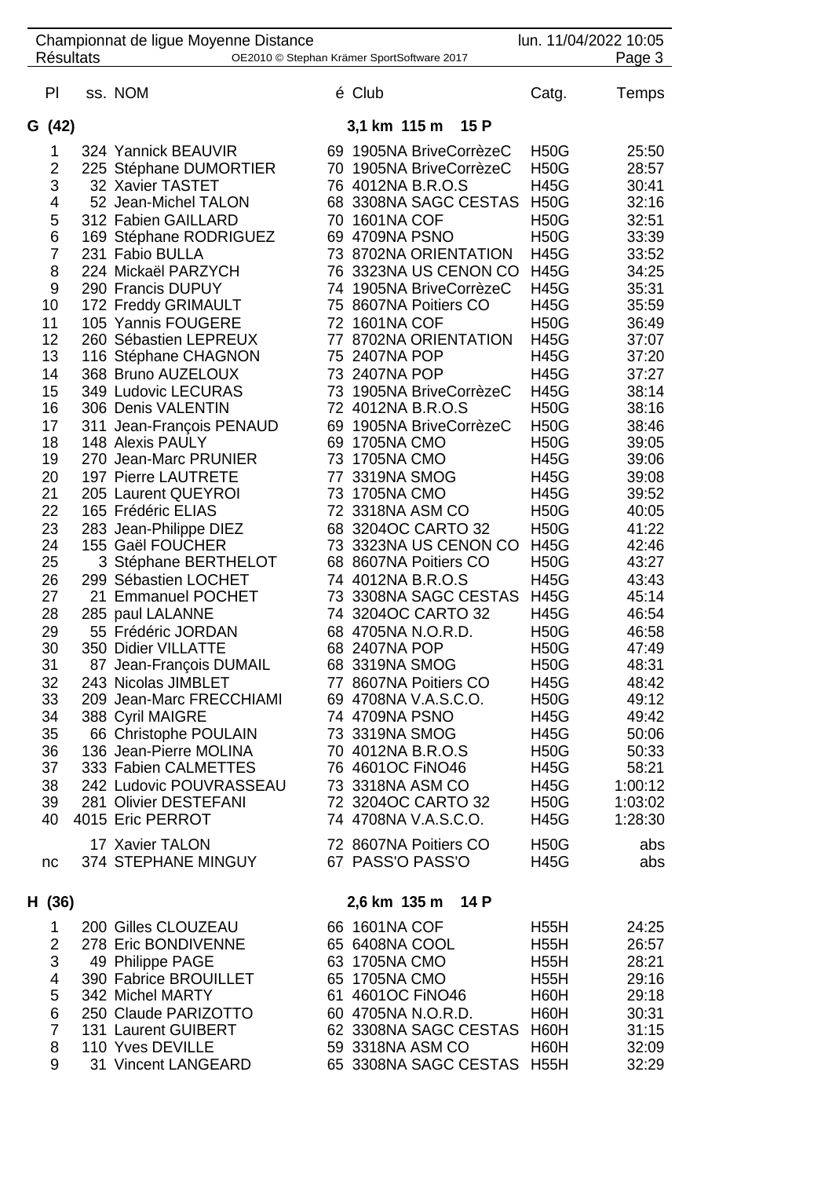| Pl | ss. NOM | é | Club | Catg. | Temps |
|---|---|---|---|---|---|
| **G (42)** | | | **3,1 km 115 m 15 P** | | |
| 1 | 324 Yannick BEAUVIR | 69 | 1905NA BriveCorrèzeC | H50G | 25:50 |
| 2 | 225 Stéphane DUMORTIER | 70 | 1905NA BriveCorrèzeC | H50G | 28:57 |
| 3 | 32 Xavier TASTET | 76 | 4012NA B.R.O.S | H45G | 30:41 |
| 4 | 52 Jean-Michel TALON | 68 | 3308NA SAGC CESTAS | H50G | 32:16 |
| 5 | 312 Fabien GAILLARD | 70 | 1601NA COF | H50G | 32:51 |
| 6 | 169 Stéphane RODRIGUEZ | 69 | 4709NA PSNO | H50G | 33:39 |
| 7 | 231 Fabio BULLA | 73 | 8702NA ORIENTATION | H45G | 33:52 |
| 8 | 224 Mickaël PARZYCH | 76 | 3323NA US CENON CO | H45G | 34:25 |
| 9 | 290 Francis DUPUY | 74 | 1905NA BriveCorrèzeC | H45G | 35:31 |
| 10 | 172 Freddy GRIMAULT | 75 | 8607NA Poitiers CO | H45G | 35:59 |
| 11 | 105 Yannis FOUGERE | 72 | 1601NA COF | H50G | 36:49 |
| 12 | 260 Sébastien LEPREUX | 77 | 8702NA ORIENTATION | H45G | 37:07 |
| 13 | 116 Stéphane CHAGNON | 75 | 2407NA POP | H45G | 37:20 |
| 14 | 368 Bruno AUZELOUX | 73 | 2407NA POP | H45G | 37:27 |
| 15 | 349 Ludovic LECURAS | 73 | 1905NA BriveCorrèzeC | H45G | 38:14 |
| 16 | 306 Denis VALENTIN | 72 | 4012NA B.R.O.S | H50G | 38:16 |
| 17 | 311 Jean-François PENAUD | 69 | 1905NA BriveCorrèzeC | H50G | 38:46 |
| 18 | 148 Alexis PAULY | 69 | 1705NA CMO | H50G | 39:05 |
| 19 | 270 Jean-Marc PRUNIER | 73 | 1705NA CMO | H45G | 39:06 |
| 20 | 197 Pierre LAUTRETE | 77 | 3319NA SMOG | H45G | 39:08 |
| 21 | 205 Laurent QUEYROI | 73 | 1705NA CMO | H45G | 39:52 |
| 22 | 165 Frédéric ELIAS | 72 | 3318NA ASM CO | H50G | 40:05 |
| 23 | 283 Jean-Philippe DIEZ | 68 | 3204OC CARTO 32 | H50G | 41:22 |
| 24 | 155 Gaël FOUCHER | 73 | 3323NA US CENON CO | H45G | 42:46 |
| 25 | 3 Stéphane BERTHELOT | 68 | 8607NA Poitiers CO | H50G | 43:27 |
| 26 | 299 Sébastien LOCHET | 74 | 4012NA B.R.O.S | H45G | 43:43 |
| 27 | 21 Emmanuel POCHET | 73 | 3308NA SAGC CESTAS | H45G | 45:14 |
| 28 | 285 paul LALANNE | 74 | 3204OC CARTO 32 | H45G | 46:54 |
| 29 | 55 Frédéric JORDAN | 68 | 4705NA N.O.R.D. | H50G | 46:58 |
| 30 | 350 Didier VILLATTE | 68 | 2407NA POP | H50G | 47:49 |
| 31 | 87 Jean-François DUMAIL | 68 | 3319NA SMOG | H50G | 48:31 |
| 32 | 243 Nicolas JIMBLET | 77 | 8607NA Poitiers CO | H45G | 48:42 |
| 33 | 209 Jean-Marc FRECCHIAMI | 69 | 4708NA V.A.S.C.O. | H50G | 49:12 |
| 34 | 388 Cyril MAIGRE | 74 | 4709NA PSNO | H45G | 49:42 |
| 35 | 66 Christophe POULAIN | 73 | 3319NA SMOG | H45G | 50:06 |
| 36 | 136 Jean-Pierre MOLINA | 70 | 4012NA B.R.O.S | H50G | 50:33 |
| 37 | 333 Fabien CALMETTES | 76 | 4601OC FiNO46 | H45G | 58:21 |
| 38 | 242 Ludovic POUVRASSEAU | 73 | 3318NA ASM CO | H45G | 1:00:12 |
| 39 | 281 Olivier DESTEFANI | 72 | 3204OC CARTO 32 | H50G | 1:03:02 |
| 40 | 4015 Eric PERROT | 74 | 4708NA V.A.S.C.O. | H45G | 1:28:30 |
| | 17 Xavier TALON | 72 | 8607NA Poitiers CO | H50G | abs |
| nc | 374 STEPHANE MINGUY | 67 | PASS'O PASS'O | H45G | abs |
| **H (36)** | | | **2,6 km 135 m 14 P** | | |
| 1 | 200 Gilles CLOUZEAU | 66 | 1601NA COF | H55H | 24:25 |
| 2 | 278 Eric BONDIVENNE | 65 | 6408NA COOL | H55H | 26:57 |
| 3 | 49 Philippe PAGE | 63 | 1705NA CMO | H55H | 28:21 |
| 4 | 390 Fabrice BROUILLET | 65 | 1705NA CMO | H55H | 29:16 |
| 5 | 342 Michel MARTY | 61 | 4601OC FiNO46 | H60H | 29:18 |
| 6 | 250 Claude PARIZOTTO | 60 | 4705NA N.O.R.D. | H60H | 30:31 |
| 7 | 131 Laurent GUIBERT | 62 | 3308NA SAGC CESTAS | H60H | 31:15 |
| 8 | 110 Yves DEVILLE | 59 | 3318NA ASM CO | H60H | 32:09 |
| 9 | 31 Vincent LANGEARD | 65 | 3308NA SAGC CESTAS | H55H | 32:29 |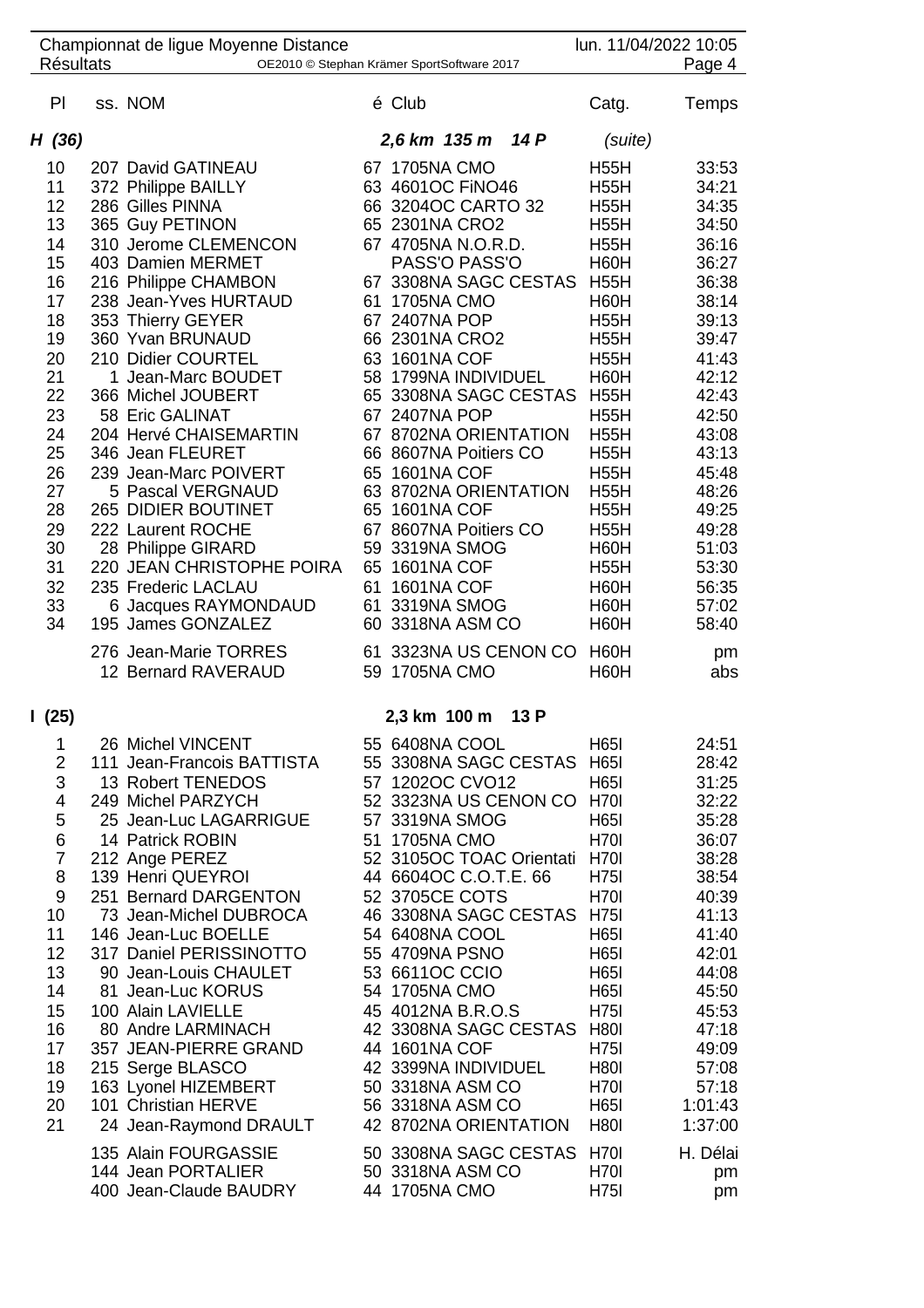Championnat de ligue Moyenne Distance — Résultats — lun. 11/04/2022 10:05

| Pl | ss. | NOM | é | Club | Catg. | Temps |
|---|---|---|---|---|---|---|
| **H (36)** | | | | **2,6 km 135 m 14 P** | (suite) | |
| 10 | 207 | David GATINEAU | 67 | 1705NA CMO | H55H | 33:53 |
| 11 | 372 | Philippe BAILLY | 63 | 4601OC FiNO46 | H55H | 34:21 |
| 12 | 286 | Gilles PINNA | 66 | 3204OC CARTO 32 | H55H | 34:35 |
| 13 | 365 | Guy PETINON | 65 | 2301NA CRO2 | H55H | 34:50 |
| 14 | 310 | Jerome CLEMENCON | 67 | 4705NA N.O.R.D. | H55H | 36:16 |
| 15 | 403 | Damien MERMET | | PASS'O PASS'O | H60H | 36:27 |
| 16 | 216 | Philippe CHAMBON | 67 | 3308NA SAGC CESTAS | H55H | 36:38 |
| 17 | 238 | Jean-Yves HURTAUD | 61 | 1705NA CMO | H60H | 38:14 |
| 18 | 353 | Thierry GEYER | 67 | 2407NA POP | H55H | 39:13 |
| 19 | 360 | Yvan BRUNAUD | 66 | 2301NA CRO2 | H55H | 39:47 |
| 20 | 210 | Didier COURTEL | 63 | 1601NA COF | H55H | 41:43 |
| 21 | 1 | Jean-Marc BOUDET | 58 | 1799NA INDIVIDUEL | H60H | 42:12 |
| 22 | 366 | Michel JOUBERT | 65 | 3308NA SAGC CESTAS | H55H | 42:43 |
| 23 | 58 | Eric GALINAT | 67 | 2407NA POP | H55H | 42:50 |
| 24 | 204 | Hervé CHAISEMARTIN | 67 | 8702NA ORIENTATION | H55H | 43:08 |
| 25 | 346 | Jean FLEURET | 66 | 8607NA Poitiers CO | H55H | 43:13 |
| 26 | 239 | Jean-Marc POIVERT | 65 | 1601NA COF | H55H | 45:48 |
| 27 | 5 | Pascal VERGNAUD | 63 | 8702NA ORIENTATION | H55H | 48:26 |
| 28 | 265 | DIDIER BOUTINET | 65 | 1601NA COF | H55H | 49:25 |
| 29 | 222 | Laurent ROCHE | 67 | 8607NA Poitiers CO | H55H | 49:28 |
| 30 | 28 | Philippe GIRARD | 59 | 3319NA SMOG | H60H | 51:03 |
| 31 | 220 | JEAN CHRISTOPHE POIRA | 65 | 1601NA COF | H55H | 53:30 |
| 32 | 235 | Frederic LACLAU | 61 | 1601NA COF | H60H | 56:35 |
| 33 | 6 | Jacques RAYMONDAUD | 61 | 3319NA SMOG | H60H | 57:02 |
| 34 | 195 | James GONZALEZ | 60 | 3318NA ASM CO | H60H | 58:40 |
| | 276 | Jean-Marie TORRES | 61 | 3323NA US CENON CO | H60H | pm |
| | 12 | Bernard RAVERAUD | 59 | 1705NA CMO | H60H | abs |
| **I (25)** | | | | **2,3 km 100 m 13 P** | | |
| 1 | 26 | Michel VINCENT | 55 | 6408NA COOL | H65I | 24:51 |
| 2 | 111 | Jean-Francois BATTISTA | 55 | 3308NA SAGC CESTAS | H65I | 28:42 |
| 3 | 13 | Robert TENEDOS | 57 | 1202OC CVO12 | H65I | 31:25 |
| 4 | 249 | Michel PARZYCH | 52 | 3323NA US CENON CO | H70I | 32:22 |
| 5 | 25 | Jean-Luc LAGARRIGUE | 57 | 3319NA SMOG | H65I | 35:28 |
| 6 | 14 | Patrick ROBIN | 51 | 1705NA CMO | H70I | 36:07 |
| 7 | 212 | Ange PEREZ | 52 | 3105OC TOAC Orientati | H70I | 38:28 |
| 8 | 139 | Henri QUEYROI | 44 | 6604OC C.O.T.E. 66 | H75I | 38:54 |
| 9 | 251 | Bernard DARGENTON | 52 | 3705CE COTS | H70I | 40:39 |
| 10 | 73 | Jean-Michel DUBROCA | 46 | 3308NA SAGC CESTAS | H75I | 41:13 |
| 11 | 146 | Jean-Luc BOELLE | 54 | 6408NA COOL | H65I | 41:40 |
| 12 | 317 | Daniel PERISSINOTTO | 55 | 4709NA PSNO | H65I | 42:01 |
| 13 | 90 | Jean-Louis CHAULET | 53 | 6611OC CCIO | H65I | 44:08 |
| 14 | 81 | Jean-Luc KORUS | 54 | 1705NA CMO | H65I | 45:50 |
| 15 | 100 | Alain LAVIELLE | 45 | 4012NA B.R.O.S | H75I | 45:53 |
| 16 | 80 | Andre LARMINACH | 42 | 3308NA SAGC CESTAS | H80I | 47:18 |
| 17 | 357 | JEAN-PIERRE GRAND | 44 | 1601NA COF | H75I | 49:09 |
| 18 | 215 | Serge BLASCO | 42 | 3399NA INDIVIDUEL | H80I | 57:08 |
| 19 | 163 | Lyonel HIZEMBERT | 50 | 3318NA ASM CO | H70I | 57:18 |
| 20 | 101 | Christian HERVE | 56 | 3318NA ASM CO | H65I | 1:01:43 |
| 21 | 24 | Jean-Raymond DRAULT | 42 | 8702NA ORIENTATION | H80I | 1:37:00 |
| | 135 | Alain FOURGASSIE | 50 | 3308NA SAGC CESTAS | H70I | H. Délai |
| | 144 | Jean PORTALIER | 50 | 3318NA ASM CO | H70I | pm |
| | 400 | Jean-Claude BAUDRY | 44 | 1705NA CMO | H75I | pm |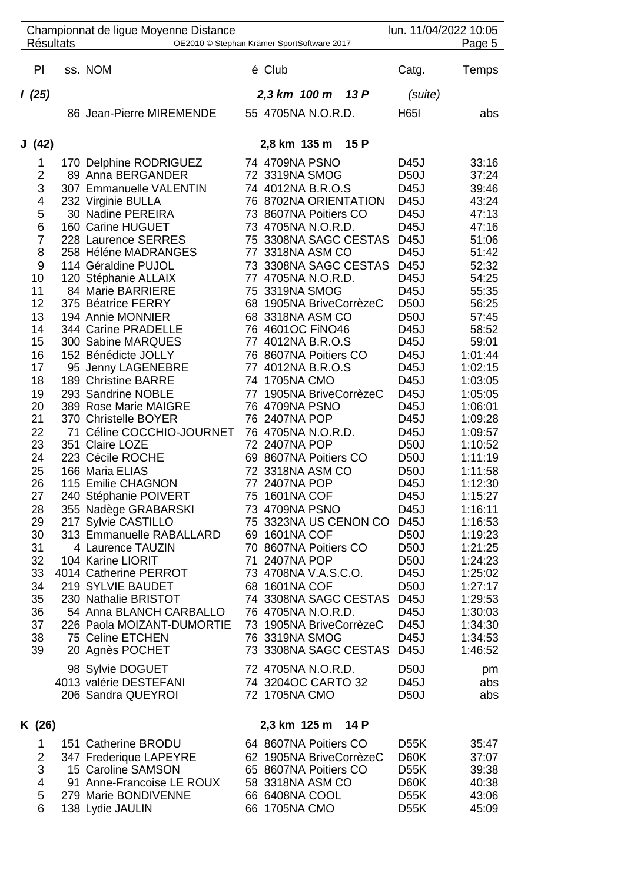Championnat de ligue Moyenne Distance

Résultats

| Pl | ss. | NOM | é | Club | Catg. | Temps |
|---|---|---|---|---|---|---|
| **I (25)** | | | | ***2,3 km 100 m 13 P*** | *(suite)* | |
| | 86 | Jean-Pierre MIREMENDE | 55 | 4705NA N.O.R.D. | H65I | abs |
| **J (42)** | | | | **2,8 km 135 m 15 P** | | |
| 1 | 170 | Delphine RODRIGUEZ | 74 | 4709NA PSNO | D45J | 33:16 |
| 2 | 89 | Anna BERGANDER | 72 | 3319NA SMOG | D50J | 37:24 |
| 3 | 307 | Emmanuelle VALENTIN | 74 | 4012NA B.R.O.S | D45J | 39:46 |
| 4 | 232 | Virginie BULLA | 76 | 8702NA ORIENTATION | D45J | 43:24 |
| 5 | 30 | Nadine PEREIRA | 73 | 8607NA Poitiers CO | D45J | 47:13 |
| 6 | 160 | Carine HUGUET | 73 | 4705NA N.O.R.D. | D45J | 47:16 |
| 7 | 228 | Laurence SERRES | 75 | 3308NA SAGC CESTAS | D45J | 51:06 |
| 8 | 258 | Héléne MADRANGES | 77 | 3318NA ASM CO | D45J | 51:42 |
| 9 | 114 | Géraldine PUJOL | 73 | 3308NA SAGC CESTAS | D45J | 52:32 |
| 10 | 120 | Stéphanie ALLAIX | 77 | 4705NA N.O.R.D. | D45J | 54:25 |
| 11 | 84 | Marie BARRIERE | 75 | 3319NA SMOG | D45J | 55:35 |
| 12 | 375 | Béatrice FERRY | 68 | 1905NA BriveCorrèzeC | D50J | 56:25 |
| 13 | 194 | Annie MONNIER | 68 | 3318NA ASM CO | D50J | 57:45 |
| 14 | 344 | Carine PRADELLE | 76 | 4601OC FiNO46 | D45J | 58:52 |
| 15 | 300 | Sabine MARQUES | 77 | 4012NA B.R.O.S | D45J | 59:01 |
| 16 | 152 | Bénédicte JOLLY | 76 | 8607NA Poitiers CO | D45J | 1:01:44 |
| 17 | 95 | Jenny LAGENEBRE | 77 | 4012NA B.R.O.S | D45J | 1:02:15 |
| 18 | 189 | Christine BARRE | 74 | 1705NA CMO | D45J | 1:03:05 |
| 19 | 293 | Sandrine NOBLE | 77 | 1905NA BriveCorrèzeC | D45J | 1:05:05 |
| 20 | 389 | Rose Marie MAIGRE | 76 | 4709NA PSNO | D45J | 1:06:01 |
| 21 | 370 | Christelle BOYER | 76 | 2407NA POP | D45J | 1:09:28 |
| 22 | 71 | Céline COCCHIO-JOURNET | 76 | 4705NA N.O.R.D. | D45J | 1:09:57 |
| 23 | 351 | Claire LOZE | 72 | 2407NA POP | D50J | 1:10:52 |
| 24 | 223 | Cécile ROCHE | 69 | 8607NA Poitiers CO | D50J | 1:11:19 |
| 25 | 166 | Maria ELIAS | 72 | 3318NA ASM CO | D50J | 1:11:58 |
| 26 | 115 | Emilie CHAGNON | 77 | 2407NA POP | D45J | 1:12:30 |
| 27 | 240 | Stéphanie POIVERT | 75 | 1601NA COF | D45J | 1:15:27 |
| 28 | 355 | Nadège GRABARSKI | 73 | 4709NA PSNO | D45J | 1:16:11 |
| 29 | 217 | Sylvie CASTILLO | 75 | 3323NA US CENON CO | D45J | 1:16:53 |
| 30 | 313 | Emmanuelle RABALLARD | 69 | 1601NA COF | D50J | 1:19:23 |
| 31 | 4 | Laurence TAUZIN | 70 | 8607NA Poitiers CO | D50J | 1:21:25 |
| 32 | 104 | Karine LIORIT | 71 | 2407NA POP | D50J | 1:24:23 |
| 33 | 4014 | Catherine PERROT | 73 | 4708NA V.A.S.C.O. | D45J | 1:25:02 |
| 34 | 219 | SYLVIE BAUDET | 68 | 1601NA COF | D50J | 1:27:17 |
| 35 | 230 | Nathalie BRISTOT | 74 | 3308NA SAGC CESTAS | D45J | 1:29:53 |
| 36 | 54 | Anna BLANCH CARBALLO | 76 | 4705NA N.O.R.D. | D45J | 1:30:03 |
| 37 | 226 | Paola MOIZANT-DUMORTIE | 73 | 1905NA BriveCorrèzeC | D45J | 1:34:30 |
| 38 | 75 | Celine ETCHEN | 76 | 3319NA SMOG | D45J | 1:34:53 |
| 39 | 20 | Agnès POCHET | 73 | 3308NA SAGC CESTAS | D45J | 1:46:52 |
| | 98 | Sylvie DOGUET | 72 | 4705NA N.O.R.D. | D50J | pm |
| | 4013 | valérie DESTEFANI | 74 | 3204OC CARTO 32 | D45J | abs |
| | 206 | Sandra QUEYROI | 72 | 1705NA CMO | D50J | abs |
| **K (26)** | | | | **2,3 km 125 m 14 P** | | |
| 1 | 151 | Catherine BRODU | 64 | 8607NA Poitiers CO | D55K | 35:47 |
| 2 | 347 | Frederique LAPEYRE | 62 | 1905NA BriveCorrèzeC | D60K | 37:07 |
| 3 | 15 | Caroline SAMSON | 65 | 8607NA Poitiers CO | D55K | 39:38 |
| 4 | 91 | Anne-Francoise LE ROUX | 58 | 3318NA ASM CO | D60K | 40:38 |
| 5 | 279 | Marie BONDIVENNE | 66 | 6408NA COOL | D55K | 43:06 |
| 6 | 138 | Lydie JAULIN | 66 | 1705NA CMO | D55K | 45:09 |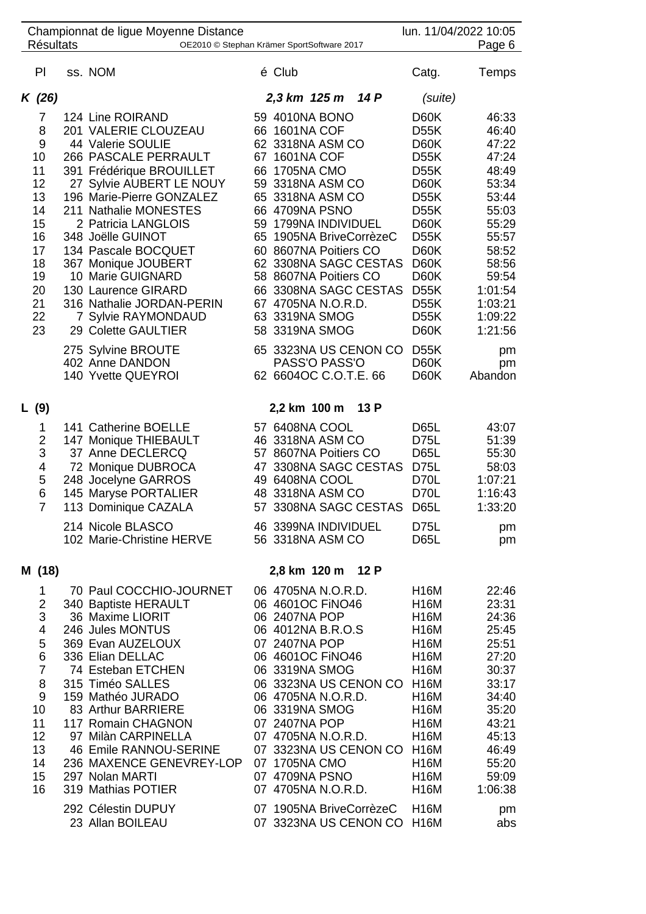Championnat de ligue Moyenne Distance — lun. 11/04/2022 10:05

Résultats — OE2010 © Stephan Krämer SportSoftware 2017

| Pl | ss. | NOM | é | Club | Catg. | Temps |
|---|---|---|---|---|---|---|
| ***K (26)*** | | | | ***2,3 km 125 m 14 P*** | *(suite)* | |
| 7 | 124 | Line ROIRAND | 59 | 4010NA BONO | D60K | 46:33 |
| 8 | 201 | VALERIE CLOUZEAU | 66 | 1601NA COF | D55K | 46:40 |
| 9 | 44 | Valerie SOULIE | 62 | 3318NA ASM CO | D60K | 47:22 |
| 10 | 266 | PASCALE PERRAULT | 67 | 1601NA COF | D55K | 47:24 |
| 11 | 391 | Frédérique BROUILLET | 66 | 1705NA CMO | D55K | 48:49 |
| 12 | 27 | Sylvie AUBERT LE NOUY | 59 | 3318NA ASM CO | D60K | 53:34 |
| 13 | 196 | Marie-Pierre GONZALEZ | 65 | 3318NA ASM CO | D55K | 53:44 |
| 14 | 211 | Nathalie MONESTES | 66 | 4709NA PSNO | D55K | 55:03 |
| 15 | 2 | Patricia LANGLOIS | 59 | 1799NA INDIVIDUEL | D60K | 55:29 |
| 16 | 348 | Joëlle GUINOT | 65 | 1905NA BriveCorrèzeC | D55K | 55:57 |
| 17 | 134 | Pascale BOCQUET | 60 | 8607NA Poitiers CO | D60K | 58:52 |
| 18 | 367 | Monique JOUBERT | 62 | 3308NA SAGC CESTAS | D60K | 58:56 |
| 19 | 10 | Marie GUIGNARD | 58 | 8607NA Poitiers CO | D60K | 59:54 |
| 20 | 130 | Laurence GIRARD | 66 | 3308NA SAGC CESTAS | D55K | 1:01:54 |
| 21 | 316 | Nathalie JORDAN-PERIN | 67 | 4705NA N.O.R.D. | D55K | 1:03:21 |
| 22 | 7 | Sylvie RAYMONDAUD | 63 | 3319NA SMOG | D55K | 1:09:22 |
| 23 | 29 | Colette GAULTIER | 58 | 3319NA SMOG | D60K | 1:21:56 |
| | 275 | Sylvine BROUTE | 65 | 3323NA US CENON CO | D55K | pm |
| | 402 | Anne DANDON | | PASS'O PASS'O | D60K | pm |
| | 140 | Yvette QUEYROI | 62 | 6604OC C.O.T.E. 66 | D60K | Abandon |
| **L (9)** | | | | **2,2 km 100 m 13 P** | | |
| 1 | 141 | Catherine BOELLE | 57 | 6408NA COOL | D65L | 43:07 |
| 2 | 147 | Monique THIEBAULT | 46 | 3318NA ASM CO | D75L | 51:39 |
| 3 | 37 | Anne DECLERCQ | 57 | 8607NA Poitiers CO | D65L | 55:30 |
| 4 | 72 | Monique DUBROCA | 47 | 3308NA SAGC CESTAS | D75L | 58:03 |
| 5 | 248 | Jocelyne GARROS | 49 | 6408NA COOL | D70L | 1:07:21 |
| 6 | 145 | Maryse PORTALIER | 48 | 3318NA ASM CO | D70L | 1:16:43 |
| 7 | 113 | Dominique CAZALA | 57 | 3308NA SAGC CESTAS | D65L | 1:33:20 |
| | 214 | Nicole BLASCO | 46 | 3399NA INDIVIDUEL | D75L | pm |
| | 102 | Marie-Christine HERVE | 56 | 3318NA ASM CO | D65L | pm |
| **M (18)** | | | | **2,8 km 120 m 12 P** | | |
| 1 | 70 | Paul COCCHIO-JOURNET | 06 | 4705NA N.O.R.D. | H16M | 22:46 |
| 2 | 340 | Baptiste HERAULT | 06 | 4601OC FiNO46 | H16M | 23:31 |
| 3 | 36 | Maxime LIORIT | 06 | 2407NA POP | H16M | 24:36 |
| 4 | 246 | Jules MONTUS | 06 | 4012NA B.R.O.S | H16M | 25:45 |
| 5 | 369 | Evan AUZELOUX | 07 | 2407NA POP | H16M | 25:51 |
| 6 | 336 | Elian DELLAC | 06 | 4601OC FiNO46 | H16M | 27:20 |
| 7 | 74 | Esteban ETCHEN | 06 | 3319NA SMOG | H16M | 30:37 |
| 8 | 315 | Timéo SALLES | 06 | 3323NA US CENON CO | H16M | 33:17 |
| 9 | 159 | Mathéo JURADO | 06 | 4705NA N.O.R.D. | H16M | 34:40 |
| 10 | 83 | Arthur BARRIERE | 06 | 3319NA SMOG | H16M | 35:20 |
| 11 | 117 | Romain CHAGNON | 07 | 2407NA POP | H16M | 43:21 |
| 12 | 97 | Milàn CARPINELLA | 07 | 4705NA N.O.R.D. | H16M | 45:13 |
| 13 | 46 | Emile RANNOU-SERINE | 07 | 3323NA US CENON CO | H16M | 46:49 |
| 14 | 236 | MAXENCE GENEVREY-LOP | 07 | 1705NA CMO | H16M | 55:20 |
| 15 | 297 | Nolan MARTI | 07 | 4709NA PSNO | H16M | 59:09 |
| 16 | 319 | Mathias POTIER | 07 | 4705NA N.O.R.D. | H16M | 1:06:38 |
| | 292 | Célestin DUPUY | 07 | 1905NA BriveCorrèzeC | H16M | pm |
| | 23 | Allan BOILEAU | 07 | 3323NA US CENON CO | H16M | abs |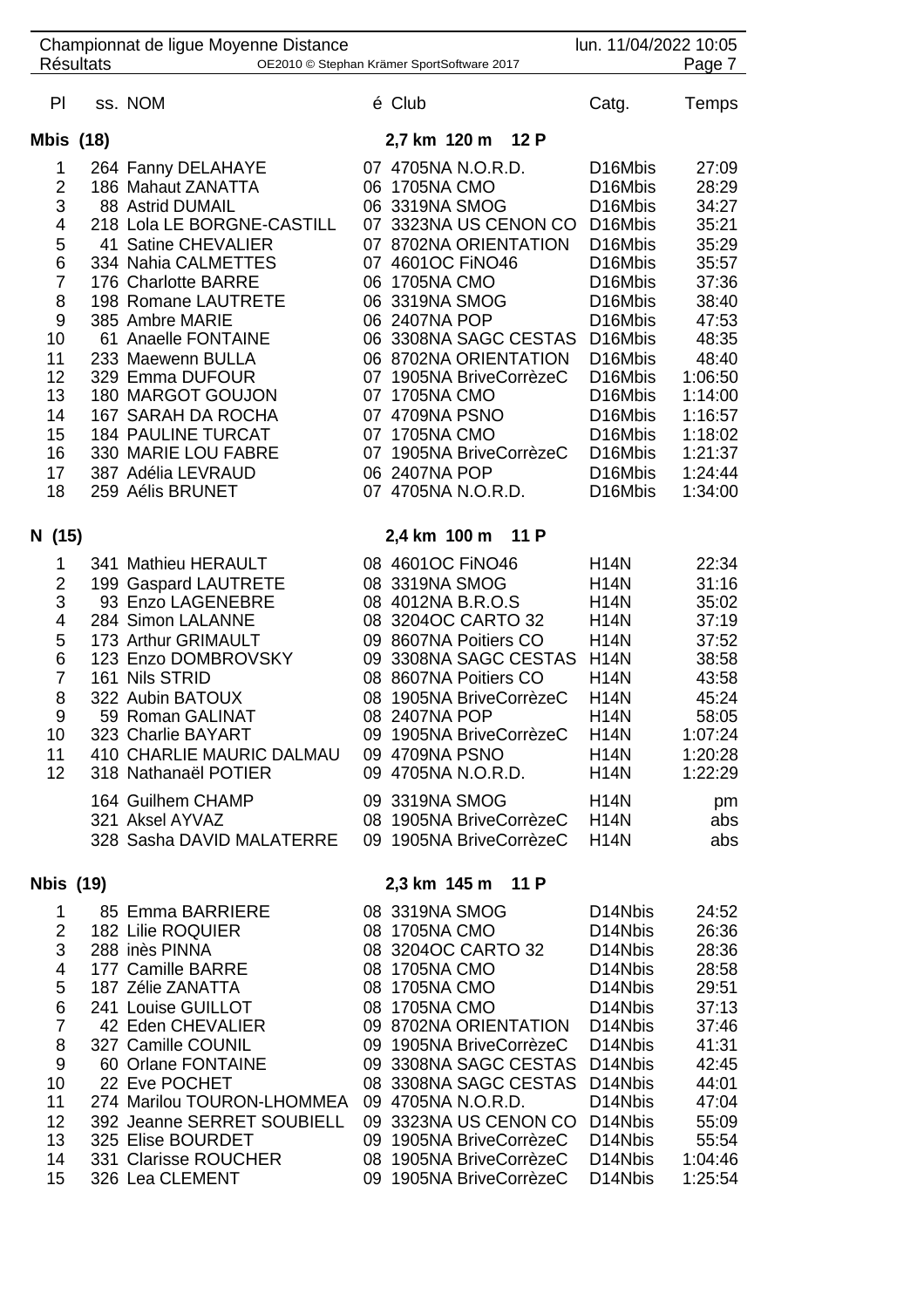Championnat de ligue Moyenne Distance — Résultats

| Pl | ss. | NOM | é | Club | Catg. | Temps |
|---|---|---|---|---|---|---|
| **Mbis (18)** | | | | **2,7 km 120 m 12 P** | | |
| 1 | 264 | Fanny DELAHAYE | 07 | 4705NA N.O.R.D. | D16Mbis | 27:09 |
| 2 | 186 | Mahaut ZANATTA | 06 | 1705NA CMO | D16Mbis | 28:29 |
| 3 | 88 | Astrid DUMAIL | 06 | 3319NA SMOG | D16Mbis | 34:27 |
| 4 | 218 | Lola LE BORGNE-CASTILL | 07 | 3323NA US CENON CO | D16Mbis | 35:21 |
| 5 | 41 | Satine CHEVALIER | 07 | 8702NA ORIENTATION | D16Mbis | 35:29 |
| 6 | 334 | Nahia CALMETTES | 07 | 4601OC FiNO46 | D16Mbis | 35:57 |
| 7 | 176 | Charlotte BARRE | 06 | 1705NA CMO | D16Mbis | 37:36 |
| 8 | 198 | Romane LAUTRETE | 06 | 3319NA SMOG | D16Mbis | 38:40 |
| 9 | 385 | Ambre MARIE | 06 | 2407NA POP | D16Mbis | 47:53 |
| 10 | 61 | Anaelle FONTAINE | 06 | 3308NA SAGC CESTAS | D16Mbis | 48:35 |
| 11 | 233 | Maewenn BULLA | 06 | 8702NA ORIENTATION | D16Mbis | 48:40 |
| 12 | 329 | Emma DUFOUR | 07 | 1905NA BriveCorrèzeC | D16Mbis | 1:06:50 |
| 13 | 180 | MARGOT GOUJON | 07 | 1705NA CMO | D16Mbis | 1:14:00 |
| 14 | 167 | SARAH DA ROCHA | 07 | 4709NA PSNO | D16Mbis | 1:16:57 |
| 15 | 184 | PAULINE TURCAT | 07 | 1705NA CMO | D16Mbis | 1:18:02 |
| 16 | 330 | MARIE LOU FABRE | 07 | 1905NA BriveCorrèzeC | D16Mbis | 1:21:37 |
| 17 | 387 | Adélia LEVRAUD | 06 | 2407NA POP | D16Mbis | 1:24:44 |
| 18 | 259 | Aélis BRUNET | 07 | 4705NA N.O.R.D. | D16Mbis | 1:34:00 |
| **N (15)** | | | | **2,4 km 100 m 11 P** | | |
| 1 | 341 | Mathieu HERAULT | 08 | 4601OC FiNO46 | H14N | 22:34 |
| 2 | 199 | Gaspard LAUTRETE | 08 | 3319NA SMOG | H14N | 31:16 |
| 3 | 93 | Enzo LAGENEBRE | 08 | 4012NA B.R.O.S | H14N | 35:02 |
| 4 | 284 | Simon LALANNE | 08 | 3204OC CARTO 32 | H14N | 37:19 |
| 5 | 173 | Arthur GRIMAULT | 09 | 8607NA Poitiers CO | H14N | 37:52 |
| 6 | 123 | Enzo DOMBROVSKY | 09 | 3308NA SAGC CESTAS | H14N | 38:58 |
| 7 | 161 | Nils STRID | 08 | 8607NA Poitiers CO | H14N | 43:58 |
| 8 | 322 | Aubin BATOUX | 08 | 1905NA BriveCorrèzeC | H14N | 45:24 |
| 9 | 59 | Roman GALINAT | 08 | 2407NA POP | H14N | 58:05 |
| 10 | 323 | Charlie BAYART | 09 | 1905NA BriveCorrèzeC | H14N | 1:07:24 |
| 11 | 410 | CHARLIE MAURIC DALMAU | 09 | 4709NA PSNO | H14N | 1:20:28 |
| 12 | 318 | Nathanaël POTIER | 09 | 4705NA N.O.R.D. | H14N | 1:22:29 |
| | 164 | Guilhem CHAMP | 09 | 3319NA SMOG | H14N | pm |
| | 321 | Aksel AYVAZ | 08 | 1905NA BriveCorrèzeC | H14N | abs |
| | 328 | Sasha DAVID MALATERRE | 09 | 1905NA BriveCorrèzeC | H14N | abs |
| **Nbis (19)** | | | | **2,3 km 145 m 11 P** | | |
| 1 | 85 | Emma BARRIERE | 08 | 3319NA SMOG | D14Nbis | 24:52 |
| 2 | 182 | Lilie ROQUIER | 08 | 1705NA CMO | D14Nbis | 26:36 |
| 3 | 288 | inès PINNA | 08 | 3204OC CARTO 32 | D14Nbis | 28:36 |
| 4 | 177 | Camille BARRE | 08 | 1705NA CMO | D14Nbis | 28:58 |
| 5 | 187 | Zélie ZANATTA | 08 | 1705NA CMO | D14Nbis | 29:51 |
| 6 | 241 | Louise GUILLOT | 08 | 1705NA CMO | D14Nbis | 37:13 |
| 7 | 42 | Eden CHEVALIER | 09 | 8702NA ORIENTATION | D14Nbis | 37:46 |
| 8 | 327 | Camille COUNIL | 09 | 1905NA BriveCorrèzeC | D14Nbis | 41:31 |
| 9 | 60 | Orlane FONTAINE | 09 | 3308NA SAGC CESTAS | D14Nbis | 42:45 |
| 10 | 22 | Eve POCHET | 08 | 3308NA SAGC CESTAS | D14Nbis | 44:01 |
| 11 | 274 | Marilou TOURON-LHOMMEA | 09 | 4705NA N.O.R.D. | D14Nbis | 47:04 |
| 12 | 392 | Jeanne SERRET SOUBIELL | 09 | 3323NA US CENON CO | D14Nbis | 55:09 |
| 13 | 325 | Elise BOURDET | 09 | 1905NA BriveCorrèzeC | D14Nbis | 55:54 |
| 14 | 331 | Clarisse ROUCHER | 08 | 1905NA BriveCorrèzeC | D14Nbis | 1:04:46 |
| 15 | 326 | Lea CLEMENT | 09 | 1905NA BriveCorrèzeC | D14Nbis | 1:25:54 |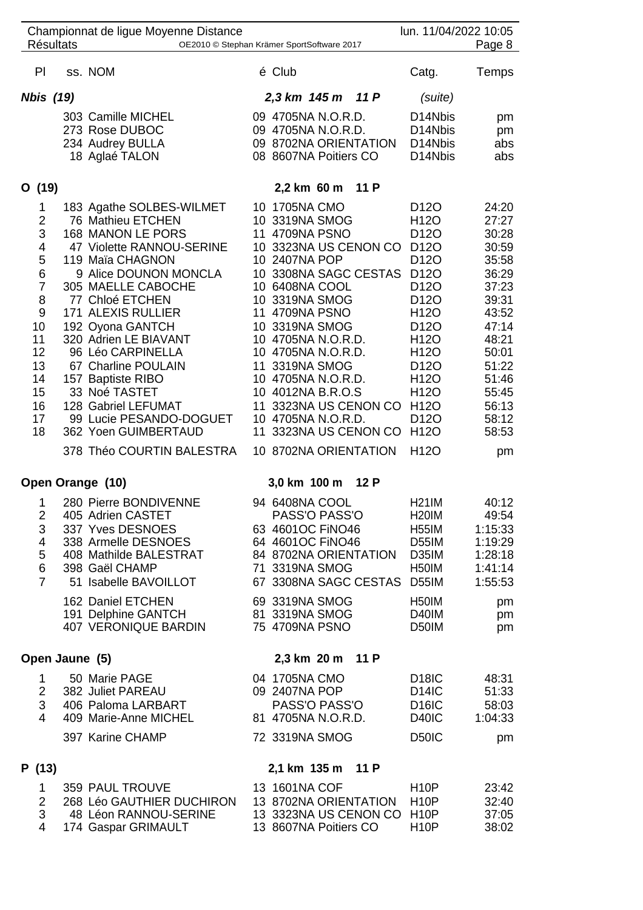| Pl | ss. | NOM | é | Club | Catg. | Temps |
|---|---|---|---|---|---|---|
| **Nbis (19)** | | | | **2,3 km 145 m 11 P** | (suite) | |
| | 303 | Camille MICHEL | 09 | 4705NA N.O.R.D. | D14Nbis | pm |
| | 273 | Rose DUBOC | 09 | 4705NA N.O.R.D. | D14Nbis | pm |
| | 234 | Audrey BULLA | 09 | 8702NA ORIENTATION | D14Nbis | abs |
| | 18 | Aglaé TALON | 08 | 8607NA Poitiers CO | D14Nbis | abs |
| **O (19)** | | | | **2,2 km 60 m 11 P** | | |
| 1 | 183 | Agathe SOLBES-WILMET | 10 | 1705NA CMO | D12O | 24:20 |
| 2 | 76 | Mathieu ETCHEN | 10 | 3319NA SMOG | H12O | 27:27 |
| 3 | 168 | MANON LE PORS | 11 | 4709NA PSNO | D12O | 30:28 |
| 4 | 47 | Violette RANNOU-SERINE | 10 | 3323NA US CENON CO | D12O | 30:59 |
| 5 | 119 | Maïa CHAGNON | 10 | 2407NA POP | D12O | 35:58 |
| 6 | 9 | Alice DOUNON MONCLA | 10 | 3308NA SAGC CESTAS | D12O | 36:29 |
| 7 | 305 | MAELLE CABOCHE | 10 | 6408NA COOL | D12O | 37:23 |
| 8 | 77 | Chloé ETCHEN | 10 | 3319NA SMOG | D12O | 39:31 |
| 9 | 171 | ALEXIS RULLIER | 11 | 4709NA PSNO | H12O | 43:52 |
| 10 | 192 | Oyona GANTCH | 10 | 3319NA SMOG | D12O | 47:14 |
| 11 | 320 | Adrien LE BIAVANT | 10 | 4705NA N.O.R.D. | H12O | 48:21 |
| 12 | 96 | Léo CARPINELLA | 10 | 4705NA N.O.R.D. | H12O | 50:01 |
| 13 | 67 | Charline POULAIN | 11 | 3319NA SMOG | D12O | 51:22 |
| 14 | 157 | Baptiste RIBO | 10 | 4705NA N.O.R.D. | H12O | 51:46 |
| 15 | 33 | Noé TASTET | 10 | 4012NA B.R.O.S | H12O | 55:45 |
| 16 | 128 | Gabriel LEFUMAT | 11 | 3323NA US CENON CO | H12O | 56:13 |
| 17 | 99 | Lucie PESANDO-DOGUET | 10 | 4705NA N.O.R.D. | D12O | 58:12 |
| 18 | 362 | Yoen GUIMBERTAUD | 11 | 3323NA US CENON CO | H12O | 58:53 |
| | 378 | Théo COURTIN BALESTRA | 10 | 8702NA ORIENTATION | H12O | pm |
| **Open Orange (10)** | | | | **3,0 km 100 m 12 P** | | |
| 1 | 280 | Pierre BONDIVENNE | 94 | 6408NA COOL | H21IM | 40:12 |
| 2 | 405 | Adrien CASTET | | PASS'O PASS'O | H20IM | 49:54 |
| 3 | 337 | Yves DESNOES | 63 | 4601OC FiNO46 | H55IM | 1:15:33 |
| 4 | 338 | Armelle DESNOES | 64 | 4601OC FiNO46 | D55IM | 1:19:29 |
| 5 | 408 | Mathilde BALESTRAT | 84 | 8702NA ORIENTATION | D35IM | 1:28:18 |
| 6 | 398 | Gaël CHAMP | 71 | 3319NA SMOG | H50IM | 1:41:14 |
| 7 | 51 | Isabelle BAVOILLOT | 67 | 3308NA SAGC CESTAS | D55IM | 1:55:53 |
| | 162 | Daniel ETCHEN | 69 | 3319NA SMOG | H50IM | pm |
| | 191 | Delphine GANTCH | 81 | 3319NA SMOG | D40IM | pm |
| | 407 | VERONIQUE BARDIN | 75 | 4709NA PSNO | D50IM | pm |
| **Open Jaune (5)** | | | | **2,3 km 20 m 11 P** | | |
| 1 | 50 | Marie PAGE | 04 | 1705NA CMO | D18IC | 48:31 |
| 2 | 382 | Juliet PAREAU | 09 | 2407NA POP | D14IC | 51:33 |
| 3 | 406 | Paloma LARBART | | PASS'O PASS'O | D16IC | 58:03 |
| 4 | 409 | Marie-Anne MICHEL | 81 | 4705NA N.O.R.D. | D40IC | 1:04:33 |
| | 397 | Karine CHAMP | 72 | 3319NA SMOG | D50IC | pm |
| **P (13)** | | | | **2,1 km 135 m 11 P** | | |
| 1 | 359 | PAUL TROUVE | 13 | 1601NA COF | H10P | 23:42 |
| 2 | 268 | Léo GAUTHIER DUCHIRON | 13 | 8702NA ORIENTATION | H10P | 32:40 |
| 3 | 48 | Léon RANNOU-SERINE | 13 | 3323NA US CENON CO | H10P | 37:05 |
| 4 | 174 | Gaspar GRIMAULT | 13 | 8607NA Poitiers CO | H10P | 38:02 |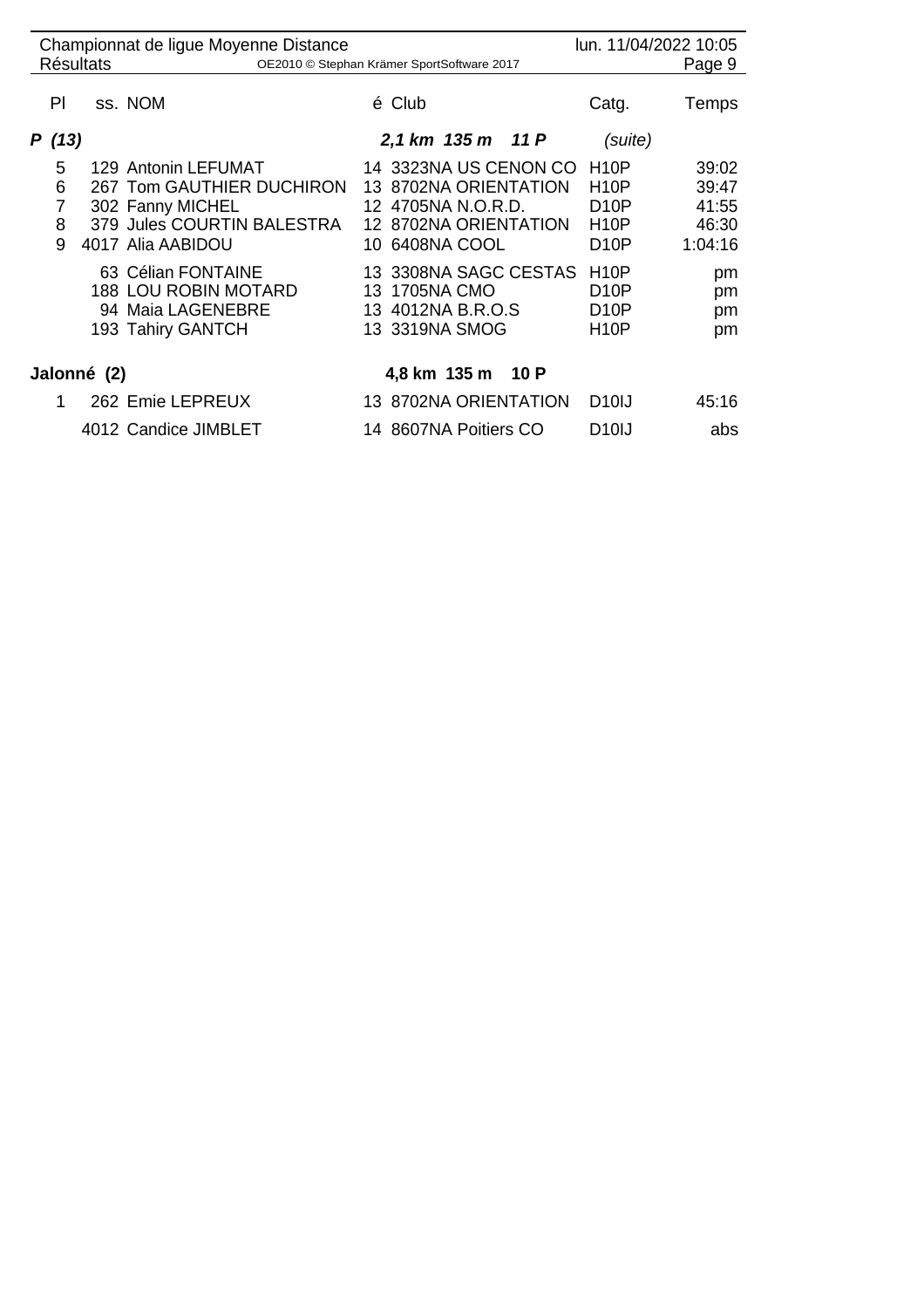| Pl | ss. | NOM | é | Club | Catg. | Temps |
|---|---|---|---|---|---|---|
| ***P (13)*** | | | | ***2,1 km 135 m 11 P*** | *(suite)* | |
| 5 | 129 | Antonin LEFUMAT | 14 | 3323NA US CENON CO | H10P | 39:02 |
| 6 | 267 | Tom GAUTHIER DUCHIRON | 13 | 8702NA ORIENTATION | H10P | 39:47 |
| 7 | 302 | Fanny MICHEL | 12 | 4705NA N.O.R.D. | D10P | 41:55 |
| 8 | 379 | Jules COURTIN BALESTRA | 12 | 8702NA ORIENTATION | H10P | 46:30 |
| 9 | 4017 | Alia AABIDOU | 10 | 6408NA COOL | D10P | 1:04:16 |
| | 63 | Célian FONTAINE | 13 | 3308NA SAGC CESTAS | H10P | pm |
| | 188 | LOU ROBIN MOTARD | 13 | 1705NA CMO | D10P | pm |
| | 94 | Maia LAGENEBRE | 13 | 4012NA B.R.O.S | D10P | pm |
| | 193 | Tahiry GANTCH | 13 | 3319NA SMOG | H10P | pm |
| **Jalonné (2)** | | | | **4,8 km 135 m 10 P** | | |
| 1 | 262 | Emie LEPREUX | 13 | 8702NA ORIENTATION | D10IJ | 45:16 |
| | 4012 | Candice JIMBLET | 14 | 8607NA Poitiers CO | D10IJ | abs |